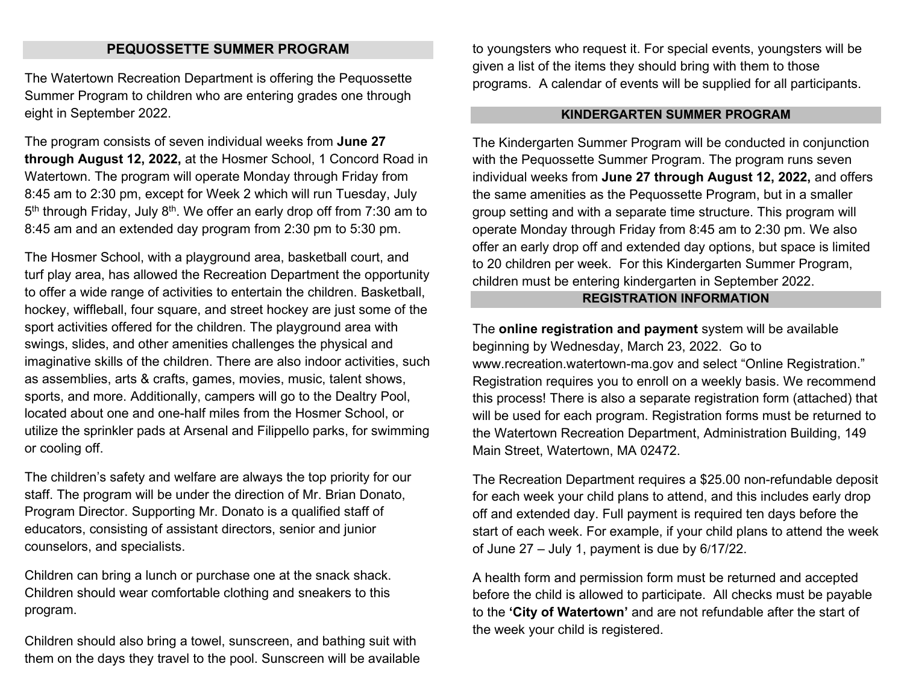## PEQUOSSETTE SUMMER PROGRAM

The Watertown Recreation Department is offering the Pequossette Summer Program to children who are entering grades one through eight in September 2022.

The program consists of seven individual weeks from **June 27 through August 12, 2022,** at the Hosmer School, 1 Concord Road in Watertown. The program will operate Monday through Friday from 8:45 am to 2:30 pm, except for Week 2 which will run Tuesday, July 5th through Friday, July 8th. We offer an early drop off from 7:30 am to 8:45 am and an extended day program from 2:30 pm to 5:30 pm.

The Hosmer School, with a playground area, basketball court, and turf play area, has allowed the Recreation Department the opportunity to offer a wide range of activities to entertain the children. Basketball, hockey, wiffleball, four square, and street hockey are just some of the sport activities offered for the children. The playground area with swings, slides, and other amenities challenges the physical and imaginative skills of the children. There are also indoor activities, such as assemblies, arts & crafts, games, movies, music, talent shows, sports, and more. Additionally, campers will go to the Dealtry Pool, located about one and one-half miles from the Hosmer School, or utilize the sprinkler pads at Arsenal and Filippello parks, for swimming or cooling off.

The children's safety and welfare are always the top priority for our staff. The program will be under the direction of Mr. Brian Donato, Program Director. Supporting Mr. Donato is a qualified staff of educators, consisting of assistant directors, senior and junior counselors, and specialists.

Children can bring a lunch or purchase one at the snack shack. Children should wear comfortable clothing and sneakers to this program.

Children should also bring a towel, sunscreen, and bathing suit with them on the days they travel to the pool. Sunscreen will be available to youngsters who request it. For special events, youngsters will be given a list of the items they should bring with them to those programs. A calendar of events will be supplied for all participants.

## KINDERGARTEN SUMMER PROGRAM

The Kindergarten Summer Program will be conducted in conjunction with the Pequossette Summer Program. The program runs seven individual weeks from **June 27 through August 12, 2022,** and offers the same amenities as the Pequossette Program, but in a smaller group setting and with a separate time structure. This program will operate Monday through Friday from 8:45 am to 2:30 pm. We also offer an early drop off and extended day options, but space is limited to 20 children per week. For this Kindergarten Summer Program, children must be entering kindergarten in September 2022.

## REGISTRATION INFORMATION

The **online registration and payment** system will be available beginning by Wednesday, March 23, 2022. Go to www.recreation.watertown-ma.gov and select "Online Registration." Registration requires you to enroll on a weekly basis. We recommend this process! There is also a separate registration form (attached) that will be used for each program. Registration forms must be returned to the Watertown Recreation Department, Administration Building, 149 Main Street, Watertown, MA 02472.

The Recreation Department requires a $25.00 non-refundable deposit for each week your child plans to attend, and this includes early drop off and extended day. Full payment is required ten days before the start of each week. For example, if your child plans to attend the week of June 27 – July 1, payment is due by 6/17/22.

A health form and permission form must be returned and accepted before the child is allowed to participate. All checks must be payable to the **'City of Watertown'** and are not refundable after the start of the week your child is registered.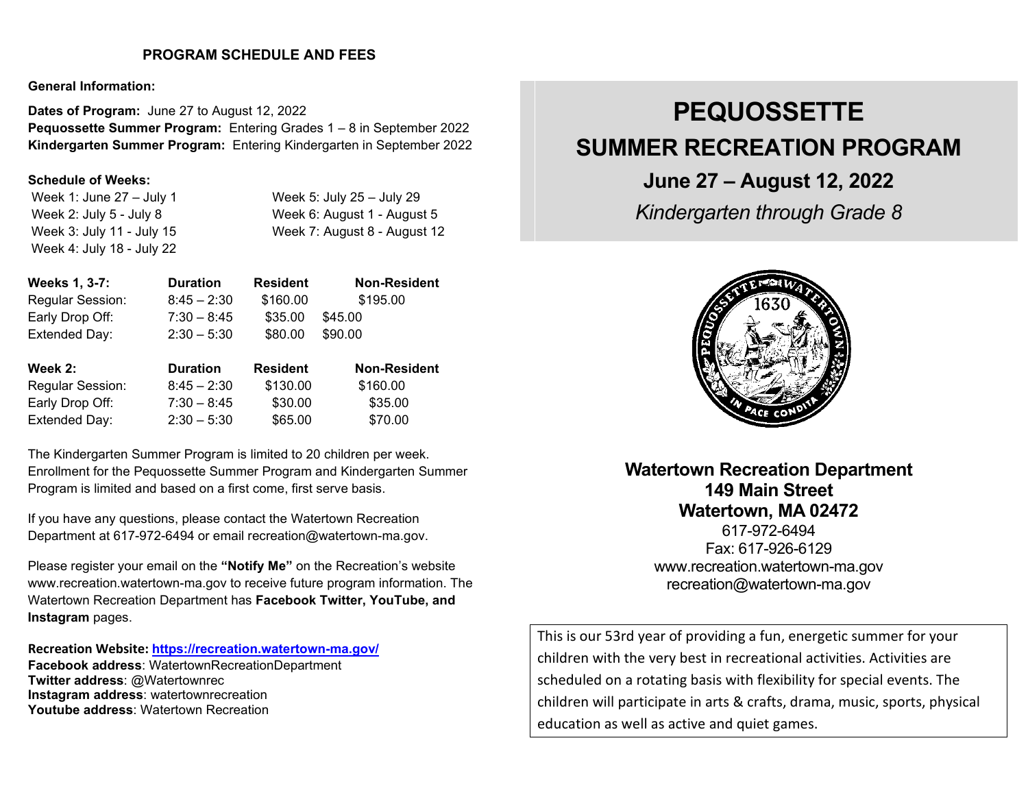## PROGRAM SCHEDULE AND FEES

**General Information:**

**Dates of Program:** June 27 to August 12, 2022
**Pequossette Summer Program:** Entering Grades 1 – 8 in September 2022
**Kindergarten Summer Program:** Entering Kindergarten in September 2022

**Schedule of Weeks:**

Week 1: June 27 – July 1
Week 2: July 5 - July 8
Week 3: July 11 - July 15
Week 4: July 18 - July 22
Week 5: July 25 – July 29
Week 6: August 1 - August 5
Week 7: August 8 - August 12

| **Weeks 1, 3-7:** | **Duration** | **Resident** | **Non-Resident** |
|---|---|---|---|
| Regular Session: | 8:45 – 2:30 | $160.00 | $195.00 |
| Early Drop Off: | 7:30 – 8:45 | $35.00 | $45.00 |
| Extended Day: | 2:30 – 5:30 | $80.00 | $90.00 |

| **Week 2:** | **Duration** | **Resident** | **Non-Resident** |
|---|---|---|---|
| Regular Session: | 8:45 – 2:30 | $130.00 | $160.00 |
| Early Drop Off: | 7:30 – 8:45 | $30.00 | $35.00 |
| Extended Day: | 2:30 – 5:30 | $65.00 | $70.00 |

The Kindergarten Summer Program is limited to 20 children per week. Enrollment for the Pequossette Summer Program and Kindergarten Summer Program is limited and based on a first come, first serve basis.

If you have any questions, please contact the Watertown Recreation Department at 617-972-6494 or email recreation@watertown-ma.gov.

Please register your email on the **"Notify Me"** on the Recreation's website www.recreation.watertown-ma.gov to receive future program information. The Watertown Recreation Department has **Facebook Twitter, YouTube, and Instagram** pages.

**Recreation Website: https://recreation.watertown-ma.gov/**
**Facebook address**: WatertownRecreationDepartment
**Twitter address**: @Watertownrec
**Instagram address**: watertownrecreation
**Youtube address**: Watertown Recreation

# PEQUOSSETTE

## SUMMER RECREATION PROGRAM

### June 27 – August 12, 2022

*Kindergarten through Grade 8*

**Watertown Recreation Department**
**149 Main Street**
**Watertown, MA 02472**
617-972-6494
Fax: 617-926-6129
www.recreation.watertown-ma.gov
recreation@watertown-ma.gov

This is our 53rd year of providing a fun, energetic summer for your children with the very best in recreational activities. Activities are scheduled on a rotating basis with flexibility for special events. The children will participate in arts & crafts, drama, music, sports, physical education as well as active and quiet games.